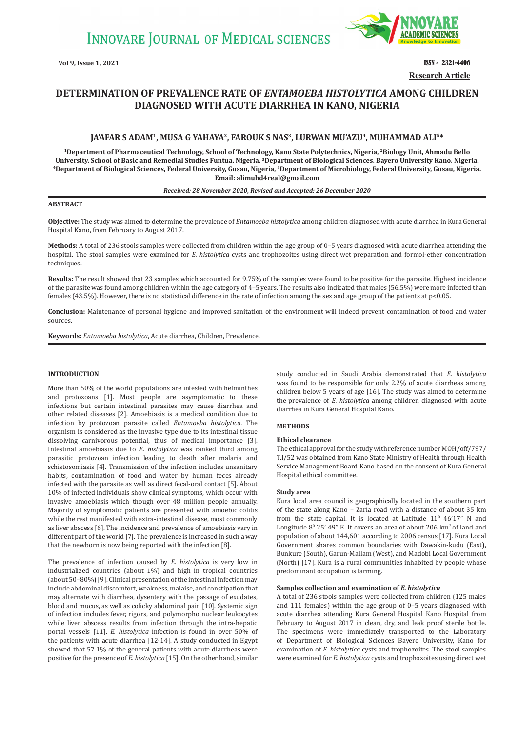# DETERMINATION OF PREVALENCE RATE OF *ENTAMOEBA HISTOLYTICA* AMONG CHILDREN DIAGNOSED WITH ACUTE DIARRHEA IN KANO, NIGERIA

**JA'AFAR S ADAM[1], MUSA G YAHAYA[2], FAROUK S NAS[3], LURWAN MU'AZU[4], MUHAMMAD ALI[5]***

[1]Department of Pharmaceutical Technology, School of Technology, Kano State Polytechnics, Nigeria, [2]Biology Unit, Ahmadu Bello University, School of Basic and Remedial Studies Funtua, Nigeria, [3]Department of Biological Sciences, Bayero University Kano, Nigeria, [4]Department of Biological Sciences, Federal University, Gusau, Nigeria, [5]Department of Microbiology, Federal University, Gusau, Nigeria. Email: alimuhd4real@gmail.com

*Received: 28 November 2020, Revised and Accepted: 26 December 2020*

## ABSTRACT

**Objective:** The study was aimed to determine the prevalence of *Entamoeba histolytica* among children diagnosed with acute diarrhea in Kura General Hospital Kano, from February to August 2017.

**Methods:** A total of 236 stools samples were collected from children within the age group of 0–5 years diagnosed with acute diarrhea attending the hospital. The stool samples were examined for *E. histolytica* cysts and trophozoites using direct wet preparation and formol-ether concentration techniques.

**Results:** The result showed that 23 samples which accounted for 9.75% of the samples were found to be positive for the parasite. Highest incidence of the parasite was found among children within the age category of 4–5 years. The results also indicated that males (56.5%) were more infected than females (43.5%). However, there is no statistical difference in the rate of infection among the sex and age group of the patients at p<0.05.

**Conclusion:** Maintenance of personal hygiene and improved sanitation of the environment will indeed prevent contamination of food and water sources.

**Keywords:** *Entamoeba histolytica*, Acute diarrhea, Children, Prevalence.

## INTRODUCTION

More than 50% of the world populations are infested with helminthes and protozoans [1]. Most people are asymptomatic to these infections but certain intestinal parasites may cause diarrhea and other related diseases [2]. Amoebiasis is a medical condition due to infection by protozoan parasite called *Entamoeba histolytica*. The organism is considered as the invasive type due to its intestinal tissue dissolving carnivorous potential, thus of medical importance [3]. Intestinal amoebiasis due to *E. histolytica* was ranked third among parasitic protozoan infection leading to death after malaria and schistosomiasis [4]. Transmission of the infection includes unsanitary habits, contamination of food and water by human feces already infected with the parasite as well as direct fecal-oral contact [5]. About 10% of infected individuals show clinical symptoms, which occur with invasive amoebiasis which though over 48 million people annually. Majority of symptomatic patients are presented with amoebic colitis while the rest manifested with extra-intestinal disease, most commonly as liver abscess [6]. The incidence and prevalence of amoebiasis vary in different part of the world [7]. The prevalence is increased in such a way that the newborn is now being reported with the infection [8].

The prevalence of infection caused by *E. histolytica* is very low in industrialized countries (about 1%) and high in tropical countries (about 50–80%) [9]. Clinical presentation of the intestinal infection may include abdominal discomfort, weakness, malaise, and constipation that may alternate with diarrhea, dysentery with the passage of exudates, blood and mucus, as well as colicky abdominal pain [10]. Systemic sign of infection includes fever, rigors, and polymorpho nuclear leukocytes while liver abscess results from infection through the intra-hepatic portal vessels [11]. *E. histolytica* infection is found in over 50% of the patients with acute diarrhea [12-14]. A study conducted in Egypt showed that 57.1% of the general patients with acute diarrheas were positive for the presence of *E. histolytica* [15]. On the other hand, similar study conducted in Saudi Arabia demonstrated that *E. histolytica* was found to be responsible for only 2.2% of acute diarrheas among children below 5 years of age [16]. The study was aimed to determine the prevalence of *E. histolytica* among children diagnosed with acute diarrhea in Kura General Hospital Kano.

## METHODS

### Ethical clearance

The ethical approval for the study with reference number MOH/off/797/T.I/52 was obtained from Kano State Ministry of Health through Health Service Management Board Kano based on the consent of Kura General Hospital ethical committee.

### Study area

Kura local area council is geographically located in the southern part of the state along Kano – Zaria road with a distance of about 35 km from the state capital. It is located at Latitude 11° 46'17" N and Longitude 8° 25' 49" E. It covers an area of about 206 km$^2$ of land and population of about 144,601 according to 2006 census [17]. Kura Local Government shares common boundaries with Dawakin-kudu (East), Bunkure (South), Garun-Mallam (West), and Madobi Local Government (North) [17]. Kura is a rural communities inhabited by people whose predominant occupation is farming.

### Samples collection and examination of *E. histolytica*

A total of 236 stools samples were collected from children (125 males and 111 females) within the age group of 0–5 years diagnosed with acute diarrhea attending Kura General Hospital Kano Hospital from February to August 2017 in clean, dry, and leak proof sterile bottle. The specimens were immediately transported to the Laboratory of Department of Biological Sciences Bayero University, Kano for examination of *E. histolytica* cysts and trophozoites. The stool samples were examined for *E. histolytica* cysts and trophozoites using direct wet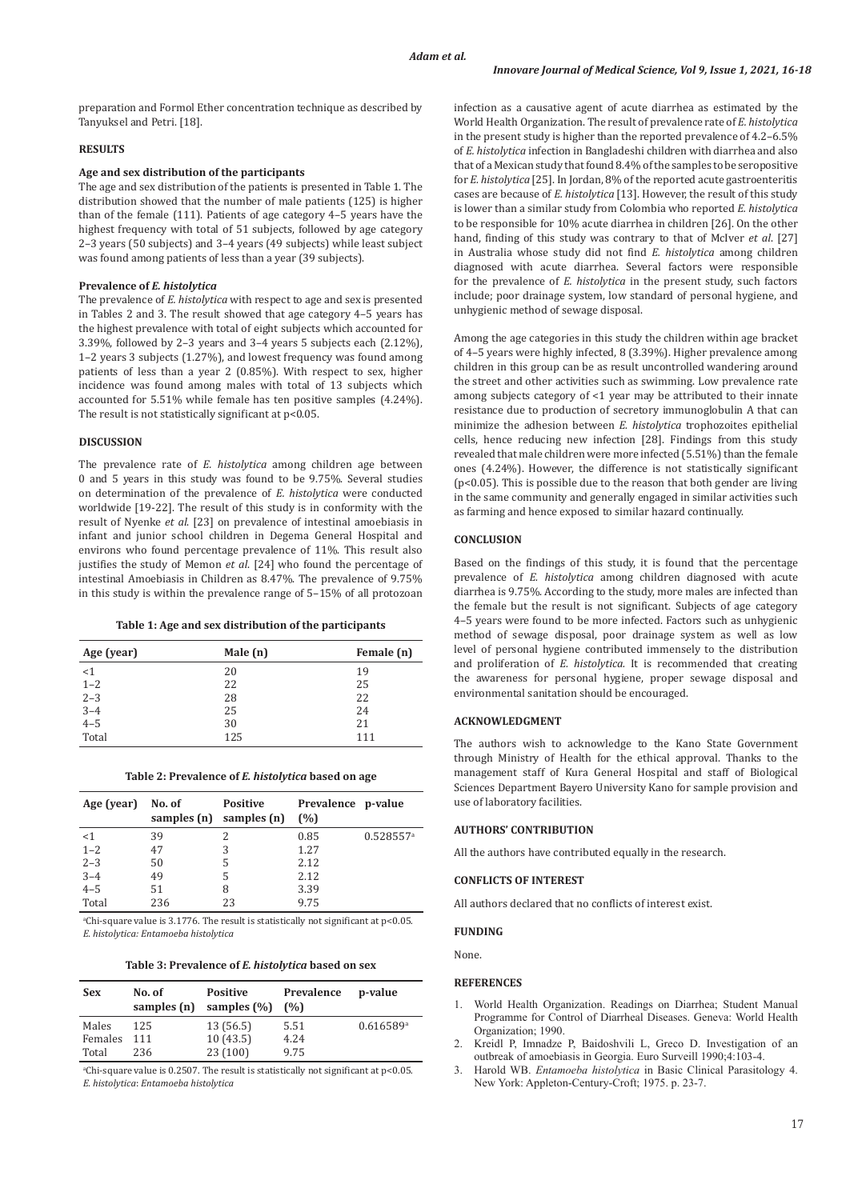preparation and Formol Ether concentration technique as described by Tanyuksel and Petri. [18].

## RESULTS

### Age and sex distribution of the participants

The age and sex distribution of the patients is presented in Table 1. The distribution showed that the number of male patients (125) is higher than of the female (111). Patients of age category 4–5 years have the highest frequency with total of 51 subjects, followed by age category 2–3 years (50 subjects) and 3–4 years (49 subjects) while least subject was found among patients of less than a year (39 subjects).

### Prevalence of *E. histolytica*

The prevalence of *E. histolytica* with respect to age and sex is presented in Tables 2 and 3. The result showed that age category 4–5 years has the highest prevalence with total of eight subjects which accounted for 3.39%, followed by 2–3 years and 3–4 years 5 subjects each (2.12%), 1–2 years 3 subjects (1.27%), and lowest frequency was found among patients of less than a year 2 (0.85%). With respect to sex, higher incidence was found among males with total of 13 subjects which accounted for 5.51% while female has ten positive samples (4.24%). The result is not statistically significant at $p<0.05$.

## DISCUSSION

The prevalence rate of *E. histolytica* among children age between 0 and 5 years in this study was found to be 9.75%. Several studies on determination of the prevalence of *E. histolytica* were conducted worldwide [19-22]. The result of this study is in conformity with the result of Nyenke *et al*. [23] on prevalence of intestinal amoebiasis in infant and junior school children in Degema General Hospital and environs who found percentage prevalence of 11%. This result also justifies the study of Memon *et al*. [24] who found the percentage of intestinal Amoebiasis in Children as 8.47%. The prevalence of 9.75% in this study is within the prevalence range of 5–15% of all protozoan

**Table 1: Age and sex distribution of the participants**

| Age (year) | Male (n) | Female (n) |
|---|---|---|
| <1 | 20 | 19 |
| 1–2 | 22 | 25 |
| 2–3 | 28 | 22 |
| 3–4 | 25 | 24 |
| 4–5 | 30 | 21 |
| Total | 125 | 111 |

**Table 2: Prevalence of *E. histolytica* based on age**

| Age (year) | No. of samples (n) | Positive samples (n) | Prevalence (%) | p-value |
|---|---|---|---|---|
| <1 | 39 | 2 | 0.85 | 0.528557[a] |
| 1–2 | 47 | 3 | 1.27 | |
| 2–3 | 50 | 5 | 2.12 | |
| 3–4 | 49 | 5 | 2.12 | |
| 4–5 | 51 | 8 | 3.39 | |
| Total | 236 | 23 | 9.75 | |

[a]Chi-square value is 3.1776. The result is statistically not significant at $p<0.05$. *E. histolytica: Entamoeba histolytica*

**Table 3: Prevalence of *E. histolytica* based on sex**

| Sex | No. of samples (n) | Positive samples (%) | Prevalence (%) | p-value |
|---|---|---|---|---|
| Males | 125 | 13 (56.5) | 5.51 | 0.616589[a] |
| Females | 111 | 10 (43.5) | 4.24 | |
| Total | 236 | 23 (100) | 9.75 | |

[a]Chi-square value is 0.2507. The result is statistically not significant at $p<0.05$. *E. histolytica*: *Entamoeba histolytica*

infection as a causative agent of acute diarrhea as estimated by the World Health Organization. The result of prevalence rate of *E. histolytica* in the present study is higher than the reported prevalence of 4.2–6.5% of *E. histolytica* infection in Bangladeshi children with diarrhea and also that of a Mexican study that found 8.4% of the samples to be seropositive for *E. histolytica* [25]. In Jordan, 8% of the reported acute gastroenteritis cases are because of *E. histolytica* [13]. However, the result of this study is lower than a similar study from Colombia who reported *E. histolytica* to be responsible for 10% acute diarrhea in children [26]. On the other hand, finding of this study was contrary to that of McIver *et al*. [27] in Australia whose study did not find *E. histolytica* among children diagnosed with acute diarrhea. Several factors were responsible for the prevalence of *E. histolytica* in the present study, such factors include; poor drainage system, low standard of personal hygiene, and unhygienic method of sewage disposal.

Among the age categories in this study the children within age bracket of 4–5 years were highly infected, 8 (3.39%). Higher prevalence among children in this group can be as result uncontrolled wandering around the street and other activities such as swimming. Low prevalence rate among subjects category of <1 year may be attributed to their innate resistance due to production of secretory immunoglobulin A that can minimize the adhesion between *E. histolytica* trophozoites epithelial cells, hence reducing new infection [28]. Findings from this study revealed that male children were more infected (5.51%) than the female ones (4.24%). However, the difference is not statistically significant ($p<0.05$). This is possible due to the reason that both gender are living in the same community and generally engaged in similar activities such as farming and hence exposed to similar hazard continually.

## CONCLUSION

Based on the findings of this study, it is found that the percentage prevalence of *E. histolytica* among children diagnosed with acute diarrhea is 9.75%. According to the study, more males are infected than the female but the result is not significant. Subjects of age category 4–5 years were found to be more infected. Factors such as unhygienic method of sewage disposal, poor drainage system as well as low level of personal hygiene contributed immensely to the distribution and proliferation of *E. histolytica*. It is recommended that creating the awareness for personal hygiene, proper sewage disposal and environmental sanitation should be encouraged.

## ACKNOWLEDGMENT

The authors wish to acknowledge to the Kano State Government through Ministry of Health for the ethical approval. Thanks to the management staff of Kura General Hospital and staff of Biological Sciences Department Bayero University Kano for sample provision and use of laboratory facilities.

## AUTHORS' CONTRIBUTION

All the authors have contributed equally in the research.

## CONFLICTS OF INTEREST

All authors declared that no conflicts of interest exist.

## FUNDING

None.

## REFERENCES

1. World Health Organization. Readings on Diarrhea; Student Manual Programme for Control of Diarrheal Diseases. Geneva: World Health Organization; 1990.
2. Kreidl P, Imnadze P, Baidoshvili L, Greco D. Investigation of an outbreak of amoebiasis in Georgia. Euro Surveill 1990;4:103-4.
3. Harold WB. *Entamoeba histolytica* in Basic Clinical Parasitology 4. New York: Appleton-Century-Croft; 1975. p. 23-7.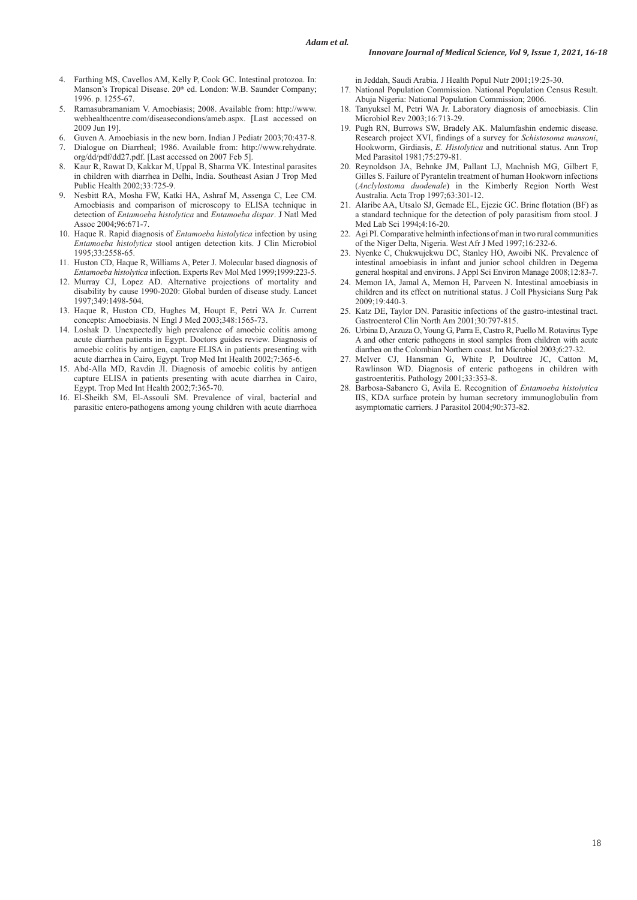4. Farthing MS, Cavellos AM, Kelly P, Cook GC. Intestinal protozoa. In: Manson's Tropical Disease. 20th ed. London: W.B. Saunder Company; 1996. p. 1255-67.
5. Ramasubramaniam V. Amoebiasis; 2008. Available from: http://www.webhealthcentre.com/diseasecondions/ameb.aspx. [Last accessed on 2009 Jun 19].
6. Guven A. Amoebiasis in the new born. Indian J Pediatr 2003;70:437-8.
7. Dialogue on Diarrheal; 1986. Available from: http://www.rehydrate.org/dd/pdf/dd27.pdf. [Last accessed on 2007 Feb 5].
8. Kaur R, Rawat D, Kakkar M, Uppal B, Sharma VK. Intestinal parasites in children with diarrhea in Delhi, India. Southeast Asian J Trop Med Public Health 2002;33:725-9.
9. Nesbitt RA, Mosha FW, Katki HA, Ashraf M, Assenga C, Lee CM. Amoebiasis and comparison of microscopy to ELISA technique in detection of *Entamoeba histolytica* and *Entamoeba dispar*. J Natl Med Assoc 2004;96:671-7.
10. Haque R. Rapid diagnosis of *Entamoeba histolytica* infection by using *Entamoeba histolytica* stool antigen detection kits. J Clin Microbiol 1995;33:2558-65.
11. Huston CD, Haque R, Williams A, Peter J. Molecular based diagnosis of *Entamoeba histolytica* infection. Experts Rev Mol Med 1999;1999:223-5.
12. Murray CJ, Lopez AD. Alternative projections of mortality and disability by cause 1990-2020: Global burden of disease study. Lancet 1997;349:1498-504.
13. Haque R, Huston CD, Hughes M, Houpt E, Petri WA Jr. Current concepts: Amoebiasis. N Engl J Med 2003;348:1565-73.
14. Loshak D. Unexpectedly high prevalence of amoebic colitis among acute diarrhea patients in Egypt. Doctors guides review. Diagnosis of amoebic colitis by antigen, capture ELISA in patients presenting with acute diarrhea in Cairo, Egypt. Trop Med Int Health 2002;7:365-6.
15. Abd-Alla MD, Ravdin JI. Diagnosis of amoebic colitis by antigen capture ELISA in patients presenting with acute diarrhea in Cairo, Egypt. Trop Med Int Health 2002;7:365-70.
16. El-Sheikh SM, El-Assouli SM. Prevalence of viral, bacterial and parasitic entero-pathogens among young children with acute diarrhoea in Jeddah, Saudi Arabia. J Health Popul Nutr 2001;19:25-30.
17. National Population Commission. National Population Census Result. Abuja Nigeria: National Population Commission; 2006.
18. Tanyuksel M, Petri WA Jr. Laboratory diagnosis of amoebiasis. Clin Microbiol Rev 2003;16:713-29.
19. Pugh RN, Burrows SW, Bradely AK. Malumfashin endemic disease. Research project XVI, findings of a survey for *Schistosoma mansoni*, Hookworm, Girdiasis, *E. Histolytica* and nutritional status. Ann Trop Med Parasitol 1981;75:279-81.
20. Reynoldson JA, Behnke JM, Pallant LJ, Machnish MG, Gilbert F, Gilles S. Failure of Pyrantelin treatment of human Hookworn infections (*Anclylostoma duodenale*) in the Kimberly Region North West Australia. Acta Trop 1997;63:301-12.
21. Alaribe AA, Utsalo SJ, Gemade EL, Ejezie GC. Brine flotation (BF) as a standard technique for the detection of poly parasitism from stool. J Med Lab Sci 1994;4:16-20.
22. Agi PI. Comparative helminth infections of man in two rural communities of the Niger Delta, Nigeria. West Afr J Med 1997;16:232-6.
23. Nyenke C, Chukwujekwu DC, Stanley HO, Awoibi NK. Prevalence of intestinal amoebiasis in infant and junior school children in Degema general hospital and environs. J Appl Sci Environ Manage 2008;12:83-7.
24. Memon IA, Jamal A, Memon H, Parveen N. Intestinal amoebiasis in children and its effect on nutritional status. J Coll Physicians Surg Pak 2009;19:440-3.
25. Katz DE, Taylor DN. Parasitic infections of the gastro-intestinal tract. Gastroenterol Clin North Am 2001;30:797-815.
26. Urbina D, Arzuza O, Young G, Parra E, Castro R, Puello M. Rotavirus Type A and other enteric pathogens in stool samples from children with acute diarrhea on the Colombian Northern coast. Int Microbiol 2003;6:27-32.
27. McIver CJ, Hansman G, White P, Doultree JC, Catton M, Rawlinson WD. Diagnosis of enteric pathogens in children with gastroenteritis. Pathology 2001;33:353-8.
28. Barbosa-Sabanero G, Avila E. Recognition of *Entamoeba histolytica* IIS, KDA surface protein by human secretory immunoglobulin from asymptomatic carriers. J Parasitol 2004;90:373-82.